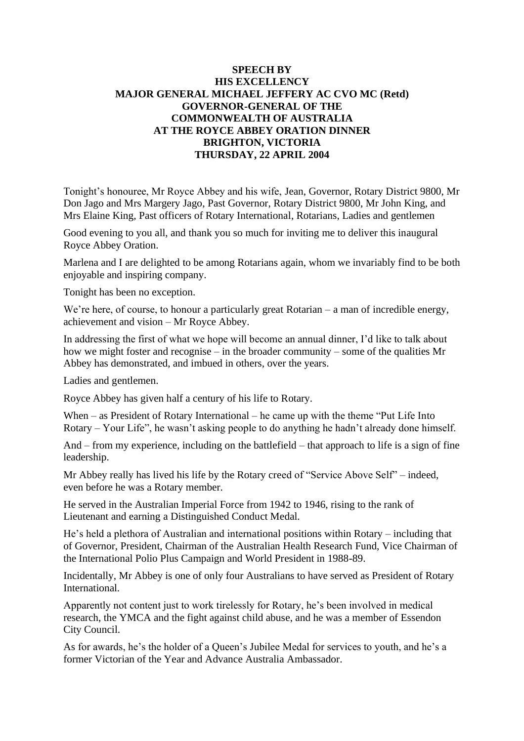**SPEECH BY**
**HIS EXCELLENCY**
**MAJOR GENERAL MICHAEL JEFFERY AC CVO MC (Retd)**
**GOVERNOR-GENERAL OF THE**
**COMMONWEALTH OF AUSTRALIA**
**AT THE ROYCE ABBEY ORATION DINNER**
**BRIGHTON, VICTORIA**
**THURSDAY, 22 APRIL 2004**

Tonight's honouree, Mr Royce Abbey and his wife, Jean, Governor, Rotary District 9800, Mr Don Jago and Mrs Margery Jago, Past Governor, Rotary District 9800, Mr John King, and Mrs Elaine King, Past officers of Rotary International, Rotarians, Ladies and gentlemen

Good evening to you all, and thank you so much for inviting me to deliver this inaugural Royce Abbey Oration.

Marlena and I are delighted to be among Rotarians again, whom we invariably find to be both enjoyable and inspiring company.

Tonight has been no exception.

We're here, of course, to honour a particularly great Rotarian – a man of incredible energy, achievement and vision – Mr Royce Abbey.

In addressing the first of what we hope will become an annual dinner, I'd like to talk about how we might foster and recognise – in the broader community – some of the qualities Mr Abbey has demonstrated, and imbued in others, over the years.

Ladies and gentlemen.

Royce Abbey has given half a century of his life to Rotary.

When – as President of Rotary International – he came up with the theme "Put Life Into Rotary – Your Life", he wasn't asking people to do anything he hadn't already done himself.

And – from my experience, including on the battlefield – that approach to life is a sign of fine leadership.

Mr Abbey really has lived his life by the Rotary creed of "Service Above Self" – indeed, even before he was a Rotary member.

He served in the Australian Imperial Force from 1942 to 1946, rising to the rank of Lieutenant and earning a Distinguished Conduct Medal.

He's held a plethora of Australian and international positions within Rotary – including that of Governor, President, Chairman of the Australian Health Research Fund, Vice Chairman of the International Polio Plus Campaign and World President in 1988-89.

Incidentally, Mr Abbey is one of only four Australians to have served as President of Rotary International.

Apparently not content just to work tirelessly for Rotary, he's been involved in medical research, the YMCA and the fight against child abuse, and he was a member of Essendon City Council.

As for awards, he's the holder of a Queen's Jubilee Medal for services to youth, and he's a former Victorian of the Year and Advance Australia Ambassador.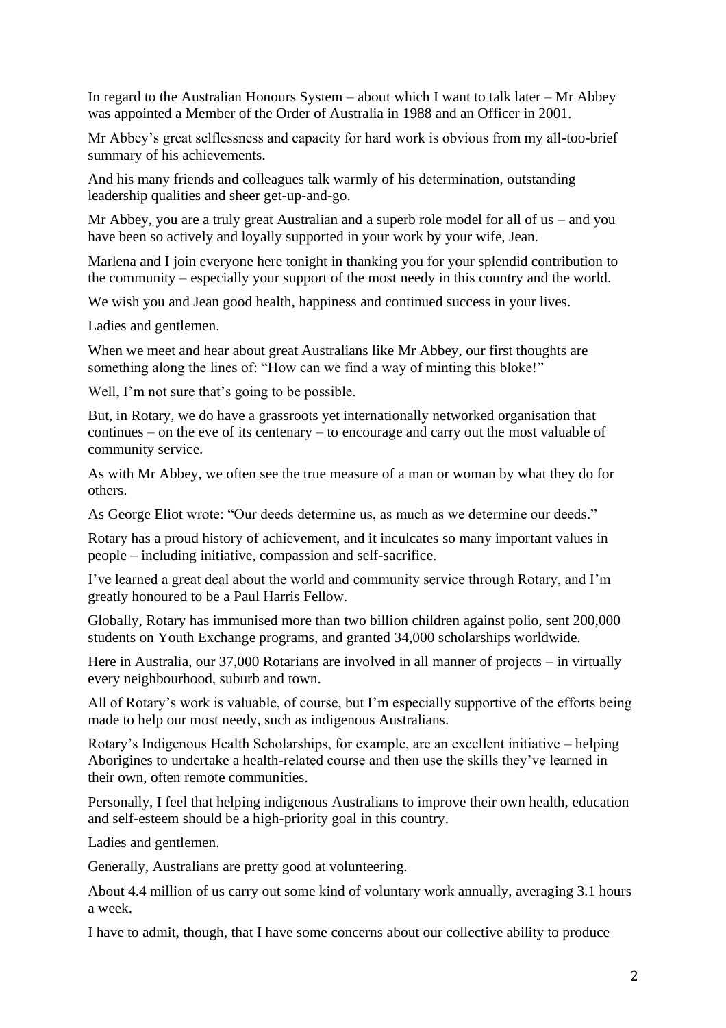In regard to the Australian Honours System – about which I want to talk later – Mr Abbey was appointed a Member of the Order of Australia in 1988 and an Officer in 2001.

Mr Abbey's great selflessness and capacity for hard work is obvious from my all-too-brief summary of his achievements.

And his many friends and colleagues talk warmly of his determination, outstanding leadership qualities and sheer get-up-and-go.

Mr Abbey, you are a truly great Australian and a superb role model for all of us – and you have been so actively and loyally supported in your work by your wife, Jean.

Marlena and I join everyone here tonight in thanking you for your splendid contribution to the community – especially your support of the most needy in this country and the world.

We wish you and Jean good health, happiness and continued success in your lives.

Ladies and gentlemen.

When we meet and hear about great Australians like Mr Abbey, our first thoughts are something along the lines of: "How can we find a way of minting this bloke!"

Well, I'm not sure that's going to be possible.

But, in Rotary, we do have a grassroots yet internationally networked organisation that continues – on the eve of its centenary – to encourage and carry out the most valuable of community service.

As with Mr Abbey, we often see the true measure of a man or woman by what they do for others.

As George Eliot wrote: "Our deeds determine us, as much as we determine our deeds."

Rotary has a proud history of achievement, and it inculcates so many important values in people – including initiative, compassion and self-sacrifice.

I've learned a great deal about the world and community service through Rotary, and I'm greatly honoured to be a Paul Harris Fellow.

Globally, Rotary has immunised more than two billion children against polio, sent 200,000 students on Youth Exchange programs, and granted 34,000 scholarships worldwide.

Here in Australia, our 37,000 Rotarians are involved in all manner of projects – in virtually every neighbourhood, suburb and town.

All of Rotary's work is valuable, of course, but I'm especially supportive of the efforts being made to help our most needy, such as indigenous Australians.

Rotary's Indigenous Health Scholarships, for example, are an excellent initiative – helping Aborigines to undertake a health-related course and then use the skills they've learned in their own, often remote communities.

Personally, I feel that helping indigenous Australians to improve their own health, education and self-esteem should be a high-priority goal in this country.

Ladies and gentlemen.

Generally, Australians are pretty good at volunteering.

About 4.4 million of us carry out some kind of voluntary work annually, averaging 3.1 hours a week.

I have to admit, though, that I have some concerns about our collective ability to produce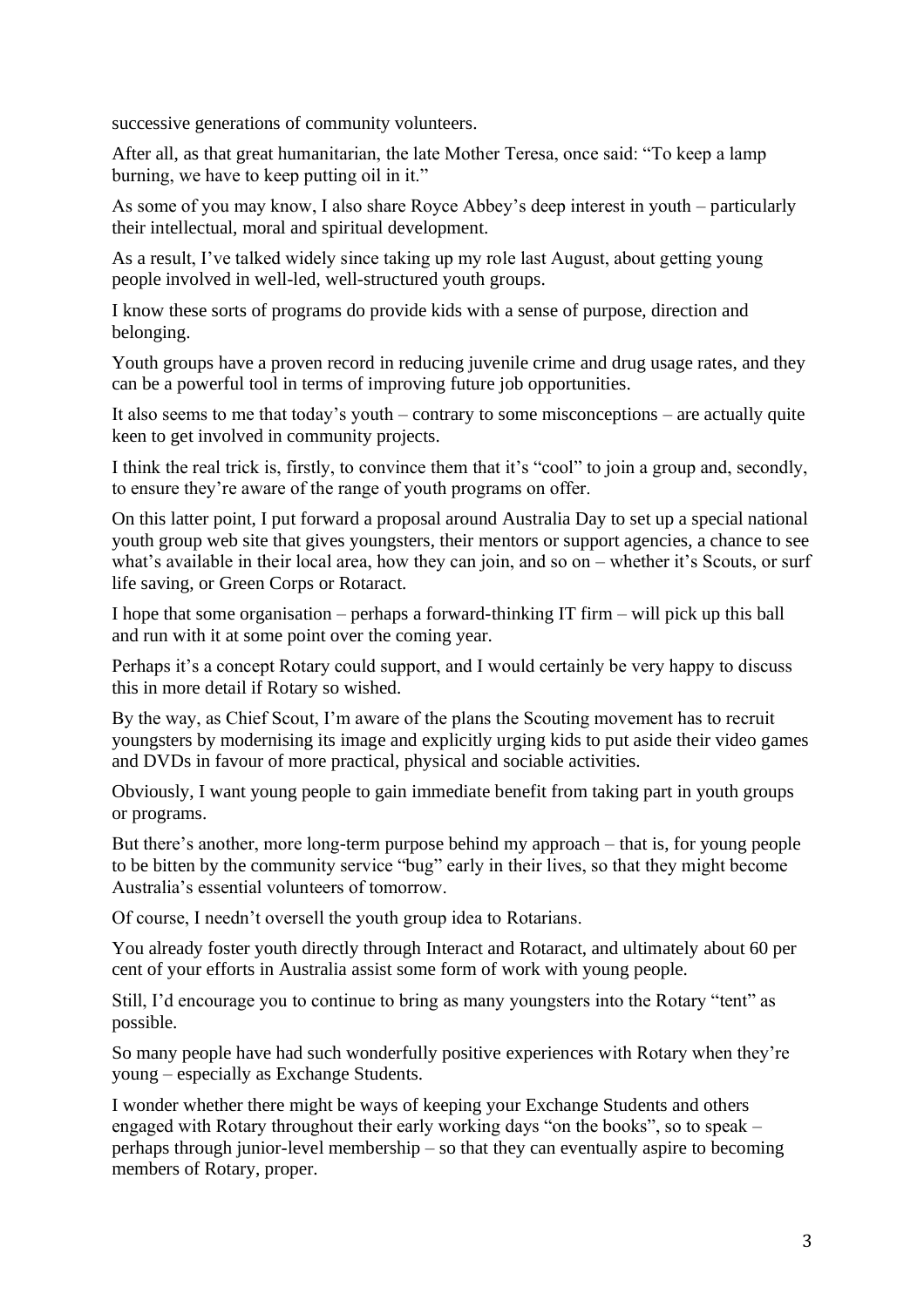successive generations of community volunteers.

After all, as that great humanitarian, the late Mother Teresa, once said: "To keep a lamp burning, we have to keep putting oil in it."

As some of you may know, I also share Royce Abbey's deep interest in youth – particularly their intellectual, moral and spiritual development.

As a result, I've talked widely since taking up my role last August, about getting young people involved in well-led, well-structured youth groups.

I know these sorts of programs do provide kids with a sense of purpose, direction and belonging.

Youth groups have a proven record in reducing juvenile crime and drug usage rates, and they can be a powerful tool in terms of improving future job opportunities.

It also seems to me that today's youth – contrary to some misconceptions – are actually quite keen to get involved in community projects.

I think the real trick is, firstly, to convince them that it's "cool" to join a group and, secondly, to ensure they're aware of the range of youth programs on offer.

On this latter point, I put forward a proposal around Australia Day to set up a special national youth group web site that gives youngsters, their mentors or support agencies, a chance to see what's available in their local area, how they can join, and so on – whether it's Scouts, or surf life saving, or Green Corps or Rotaract.

I hope that some organisation – perhaps a forward-thinking IT firm – will pick up this ball and run with it at some point over the coming year.

Perhaps it's a concept Rotary could support, and I would certainly be very happy to discuss this in more detail if Rotary so wished.

By the way, as Chief Scout, I'm aware of the plans the Scouting movement has to recruit youngsters by modernising its image and explicitly urging kids to put aside their video games and DVDs in favour of more practical, physical and sociable activities.

Obviously, I want young people to gain immediate benefit from taking part in youth groups or programs.

But there's another, more long-term purpose behind my approach – that is, for young people to be bitten by the community service "bug" early in their lives, so that they might become Australia's essential volunteers of tomorrow.

Of course, I needn't oversell the youth group idea to Rotarians.

You already foster youth directly through Interact and Rotaract, and ultimately about 60 per cent of your efforts in Australia assist some form of work with young people.

Still, I'd encourage you to continue to bring as many youngsters into the Rotary "tent" as possible.

So many people have had such wonderfully positive experiences with Rotary when they're young – especially as Exchange Students.

I wonder whether there might be ways of keeping your Exchange Students and others engaged with Rotary throughout their early working days "on the books", so to speak – perhaps through junior-level membership – so that they can eventually aspire to becoming members of Rotary, proper.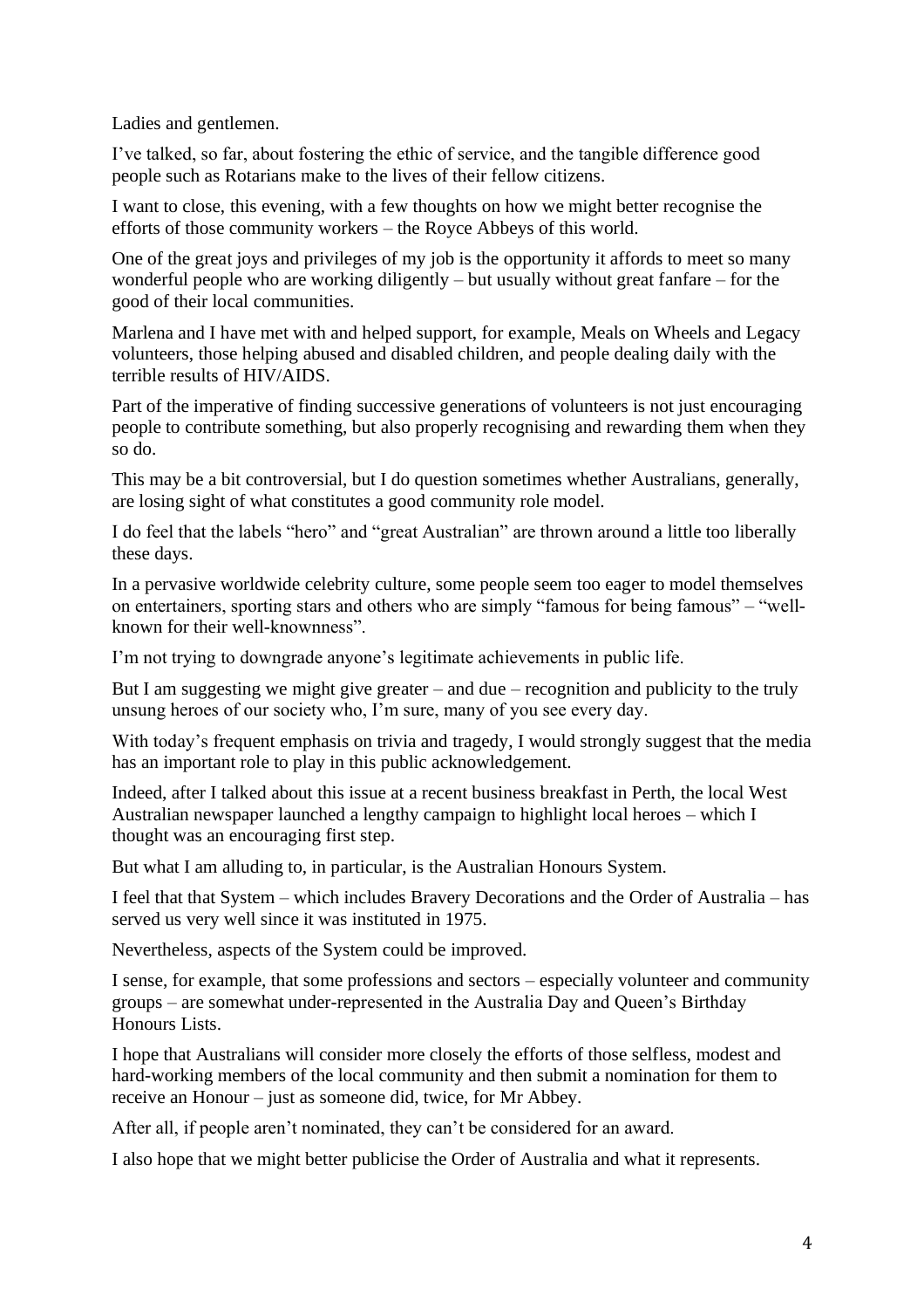Ladies and gentlemen.

I've talked, so far, about fostering the ethic of service, and the tangible difference good people such as Rotarians make to the lives of their fellow citizens.

I want to close, this evening, with a few thoughts on how we might better recognise the efforts of those community workers – the Royce Abbeys of this world.

One of the great joys and privileges of my job is the opportunity it affords to meet so many wonderful people who are working diligently – but usually without great fanfare – for the good of their local communities.

Marlena and I have met with and helped support, for example, Meals on Wheels and Legacy volunteers, those helping abused and disabled children, and people dealing daily with the terrible results of HIV/AIDS.

Part of the imperative of finding successive generations of volunteers is not just encouraging people to contribute something, but also properly recognising and rewarding them when they so do.

This may be a bit controversial, but I do question sometimes whether Australians, generally, are losing sight of what constitutes a good community role model.

I do feel that the labels "hero" and "great Australian" are thrown around a little too liberally these days.

In a pervasive worldwide celebrity culture, some people seem too eager to model themselves on entertainers, sporting stars and others who are simply "famous for being famous" – "well-known for their well-knownness".

I'm not trying to downgrade anyone's legitimate achievements in public life.

But I am suggesting we might give greater – and due – recognition and publicity to the truly unsung heroes of our society who, I'm sure, many of you see every day.

With today's frequent emphasis on trivia and tragedy, I would strongly suggest that the media has an important role to play in this public acknowledgement.

Indeed, after I talked about this issue at a recent business breakfast in Perth, the local West Australian newspaper launched a lengthy campaign to highlight local heroes – which I thought was an encouraging first step.

But what I am alluding to, in particular, is the Australian Honours System.

I feel that that System – which includes Bravery Decorations and the Order of Australia – has served us very well since it was instituted in 1975.

Nevertheless, aspects of the System could be improved.

I sense, for example, that some professions and sectors – especially volunteer and community groups – are somewhat under-represented in the Australia Day and Queen's Birthday Honours Lists.

I hope that Australians will consider more closely the efforts of those selfless, modest and hard-working members of the local community and then submit a nomination for them to receive an Honour – just as someone did, twice, for Mr Abbey.

After all, if people aren't nominated, they can't be considered for an award.

I also hope that we might better publicise the Order of Australia and what it represents.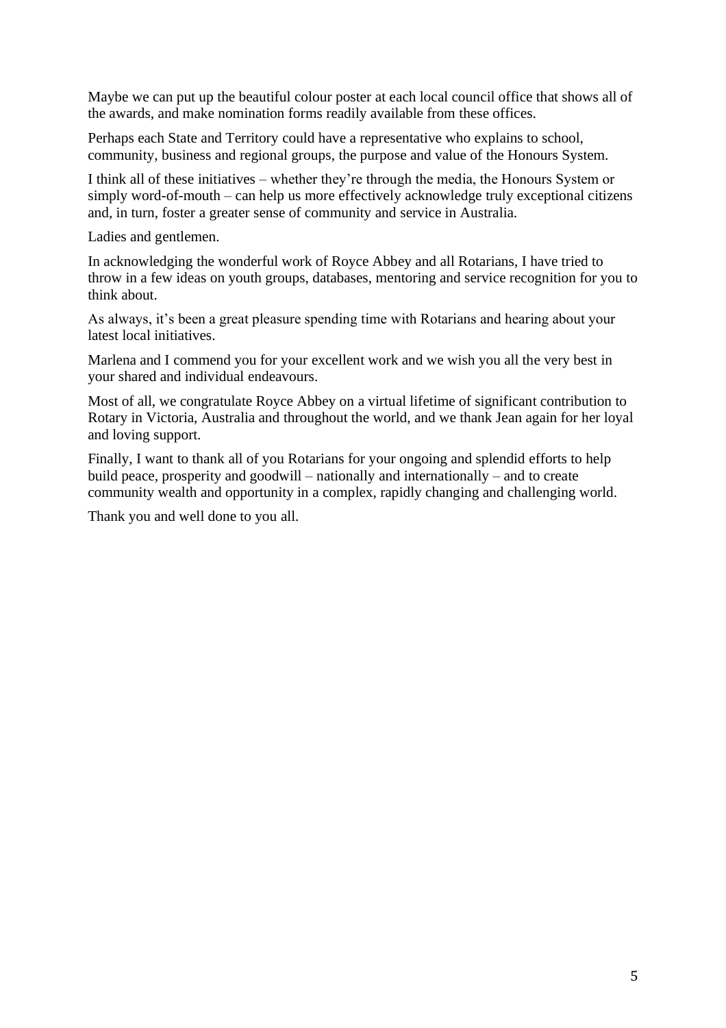Maybe we can put up the beautiful colour poster at each local council office that shows all of the awards, and make nomination forms readily available from these offices.

Perhaps each State and Territory could have a representative who explains to school, community, business and regional groups, the purpose and value of the Honours System.

I think all of these initiatives – whether they're through the media, the Honours System or simply word-of-mouth – can help us more effectively acknowledge truly exceptional citizens and, in turn, foster a greater sense of community and service in Australia.

Ladies and gentlemen.

In acknowledging the wonderful work of Royce Abbey and all Rotarians, I have tried to throw in a few ideas on youth groups, databases, mentoring and service recognition for you to think about.

As always, it's been a great pleasure spending time with Rotarians and hearing about your latest local initiatives.

Marlena and I commend you for your excellent work and we wish you all the very best in your shared and individual endeavours.

Most of all, we congratulate Royce Abbey on a virtual lifetime of significant contribution to Rotary in Victoria, Australia and throughout the world, and we thank Jean again for her loyal and loving support.

Finally, I want to thank all of you Rotarians for your ongoing and splendid efforts to help build peace, prosperity and goodwill – nationally and internationally – and to create community wealth and opportunity in a complex, rapidly changing and challenging world.

Thank you and well done to you all.